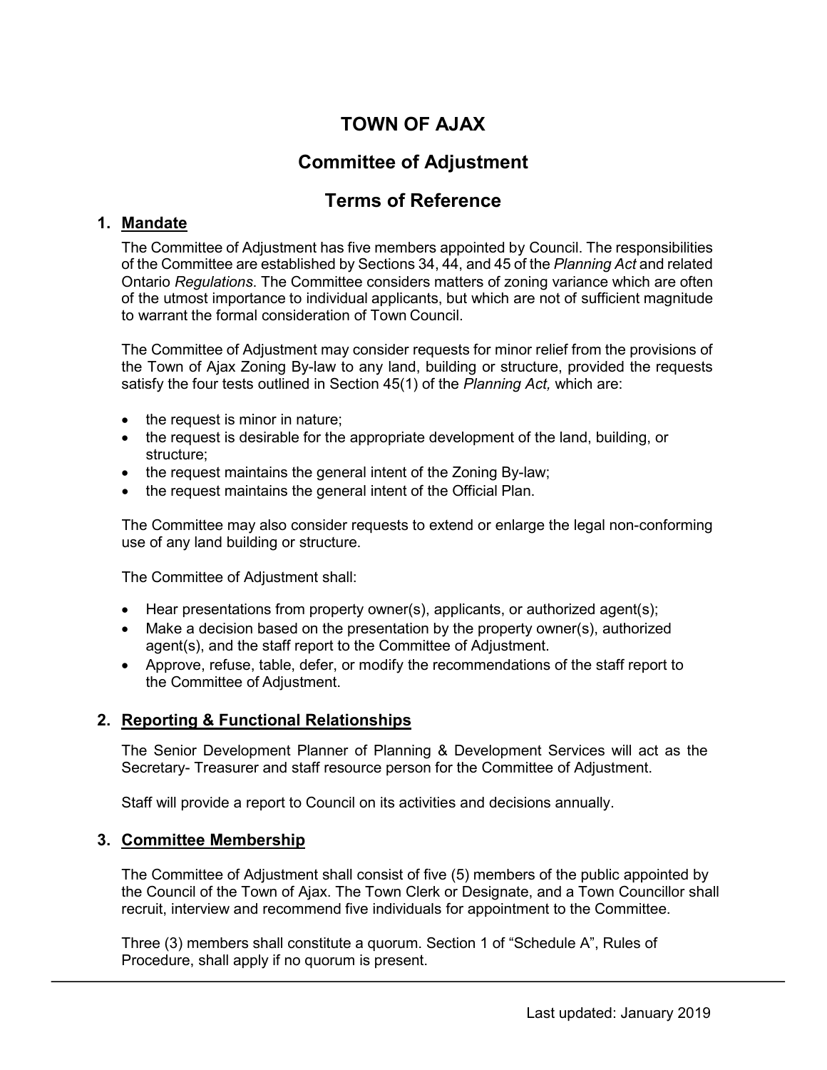# TOWN OF AJAX

## Committee of Adjustment

## Terms of Reference

### 1. Mandate

The Committee of Adjustment has five members appointed by Council. The responsibilities of the Committee are established by Sections 34, 44, and 45 of the *Planning Act* and related Ontario *Regulations*. The Committee considers matters of zoning variance which are often of the utmost importance to individual applicants, but which are not of sufficient magnitude to warrant the formal consideration of Town Council.

The Committee of Adjustment may consider requests for minor relief from the provisions of the Town of Ajax Zoning By-law to any land, building or structure, provided the requests satisfy the four tests outlined in Section 45(1) of the *Planning Act,* which are:

- the request is minor in nature;
- the request is desirable for the appropriate development of the land, building, or structure;
- the request maintains the general intent of the Zoning By-law;
- the request maintains the general intent of the Official Plan.

The Committee may also consider requests to extend or enlarge the legal non-conforming use of any land building or structure.

The Committee of Adjustment shall:

- Hear presentations from property owner(s), applicants, or authorized agent(s);
- Make a decision based on the presentation by the property owner(s), authorized agent(s), and the staff report to the Committee of Adjustment.
- Approve, refuse, table, defer, or modify the recommendations of the staff report to the Committee of Adjustment.

### 2. Reporting & Functional Relationships

The Senior Development Planner of Planning & Development Services will act as the Secretary- Treasurer and staff resource person for the Committee of Adjustment.

Staff will provide a report to Council on its activities and decisions annually.

### 3. Committee Membership

The Committee of Adjustment shall consist of five (5) members of the public appointed by the Council of the Town of Ajax. The Town Clerk or Designate, and a Town Councillor shall recruit, interview and recommend five individuals for appointment to the Committee.

Three (3) members shall constitute a quorum. Section 1 of "Schedule A", Rules of Procedure, shall apply if no quorum is present.

Last updated: January 2019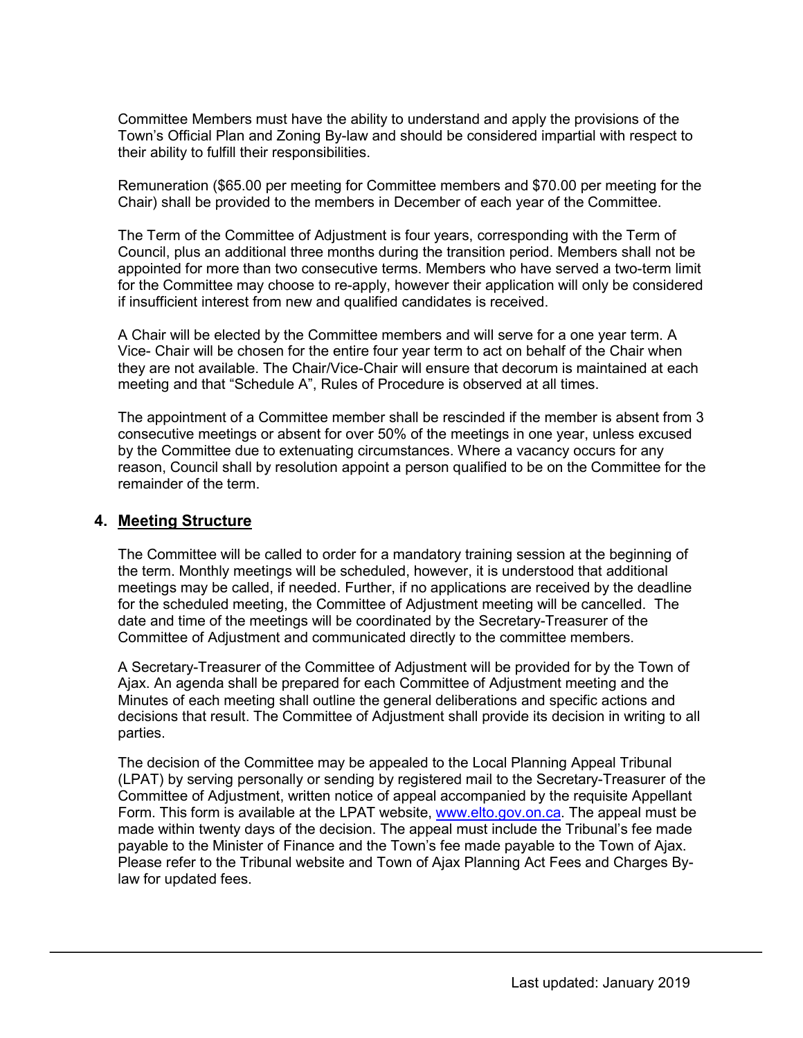Committee Members must have the ability to understand and apply the provisions of the Town's Official Plan and Zoning By-law and should be considered impartial with respect to their ability to fulfill their responsibilities.

Remuneration ($65.00 per meeting for Committee members and $70.00 per meeting for the Chair) shall be provided to the members in December of each year of the Committee.

The Term of the Committee of Adjustment is four years, corresponding with the Term of Council, plus an additional three months during the transition period. Members shall not be appointed for more than two consecutive terms. Members who have served a two-term limit for the Committee may choose to re-apply, however their application will only be considered if insufficient interest from new and qualified candidates is received.

A Chair will be elected by the Committee members and will serve for a one year term. A Vice- Chair will be chosen for the entire four year term to act on behalf of the Chair when they are not available. The Chair/Vice-Chair will ensure that decorum is maintained at each meeting and that "Schedule A", Rules of Procedure is observed at all times.

The appointment of a Committee member shall be rescinded if the member is absent from 3 consecutive meetings or absent for over 50% of the meetings in one year, unless excused by the Committee due to extenuating circumstances. Where a vacancy occurs for any reason, Council shall by resolution appoint a person qualified to be on the Committee for the remainder of the term.

## 4. Meeting Structure

The Committee will be called to order for a mandatory training session at the beginning of the term. Monthly meetings will be scheduled, however, it is understood that additional meetings may be called, if needed. Further, if no applications are received by the deadline for the scheduled meeting, the Committee of Adjustment meeting will be cancelled. The date and time of the meetings will be coordinated by the Secretary-Treasurer of the Committee of Adjustment and communicated directly to the committee members.

A Secretary-Treasurer of the Committee of Adjustment will be provided for by the Town of Ajax. An agenda shall be prepared for each Committee of Adjustment meeting and the Minutes of each meeting shall outline the general deliberations and specific actions and decisions that result. The Committee of Adjustment shall provide its decision in writing to all parties.

The decision of the Committee may be appealed to the Local Planning Appeal Tribunal (LPAT) by serving personally or sending by registered mail to the Secretary-Treasurer of the Committee of Adjustment, written notice of appeal accompanied by the requisite Appellant Form. This form is available at the LPAT website, [www.elto.gov.on.ca](http://www.elto.gov.on.ca). The appeal must be made within twenty days of the decision. The appeal must include the Tribunal's fee made payable to the Minister of Finance and the Town's fee made payable to the Town of Ajax. Please refer to the Tribunal website and Town of Ajax Planning Act Fees and Charges By-law for updated fees.

Last updated: January 2019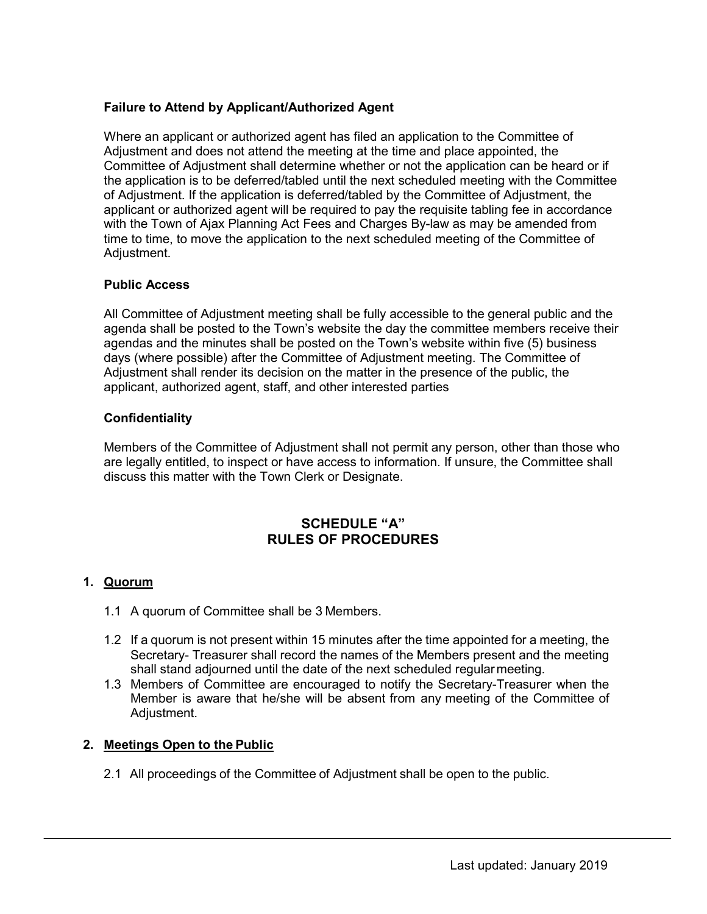**Failure to Attend by Applicant/Authorized Agent**

Where an applicant or authorized agent has filed an application to the Committee of Adjustment and does not attend the meeting at the time and place appointed, the Committee of Adjustment shall determine whether or not the application can be heard or if the application is to be deferred/tabled until the next scheduled meeting with the Committee of Adjustment. If the application is deferred/tabled by the Committee of Adjustment, the applicant or authorized agent will be required to pay the requisite tabling fee in accordance with the Town of Ajax Planning Act Fees and Charges By-law as may be amended from time to time, to move the application to the next scheduled meeting of the Committee of Adjustment.

**Public Access**

All Committee of Adjustment meeting shall be fully accessible to the general public and the agenda shall be posted to the Town's website the day the committee members receive their agendas and the minutes shall be posted on the Town's website within five (5) business days (where possible) after the Committee of Adjustment meeting. The Committee of Adjustment shall render its decision on the matter in the presence of the public, the applicant, authorized agent, staff, and other interested parties

**Confidentiality**

Members of the Committee of Adjustment shall not permit any person, other than those who are legally entitled, to inspect or have access to information. If unsure, the Committee shall discuss this matter with the Town Clerk or Designate.

## SCHEDULE "A"
## RULES OF PROCEDURES

**1. Quorum**

1.1 A quorum of Committee shall be 3 Members.

1.2 If a quorum is not present within 15 minutes after the time appointed for a meeting, the Secretary- Treasurer shall record the names of the Members present and the meeting shall stand adjourned until the date of the next scheduled regular meeting.

1.3 Members of Committee are encouraged to notify the Secretary-Treasurer when the Member is aware that he/she will be absent from any meeting of the Committee of Adjustment.

**2. Meetings Open to the Public**

2.1 All proceedings of the Committee of Adjustment shall be open to the public.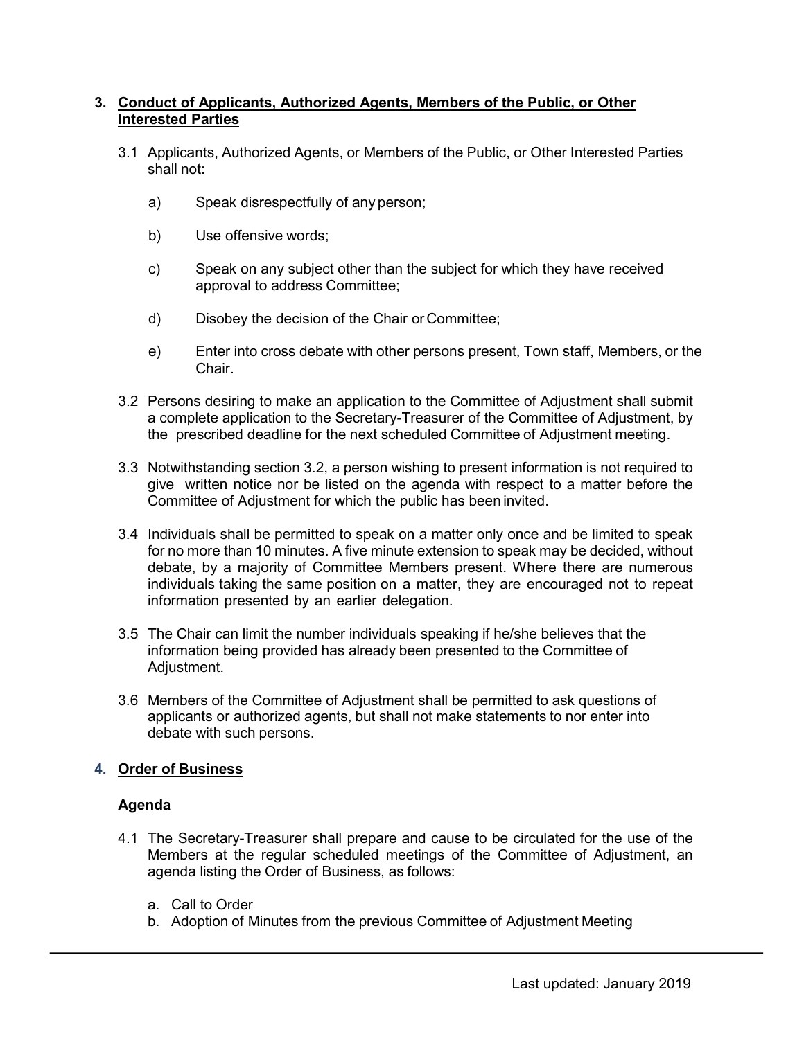## 3. Conduct of Applicants, Authorized Agents, Members of the Public, or Other Interested Parties

3.1 Applicants, Authorized Agents, or Members of the Public, or Other Interested Parties shall not:

a) Speak disrespectfully of any person;

b) Use offensive words;

c) Speak on any subject other than the subject for which they have received approval to address Committee;

d) Disobey the decision of the Chair or Committee;

e) Enter into cross debate with other persons present, Town staff, Members, or the Chair.

3.2 Persons desiring to make an application to the Committee of Adjustment shall submit a complete application to the Secretary-Treasurer of the Committee of Adjustment, by the prescribed deadline for the next scheduled Committee of Adjustment meeting.

3.3 Notwithstanding section 3.2, a person wishing to present information is not required to give written notice nor be listed on the agenda with respect to a matter before the Committee of Adjustment for which the public has been invited.

3.4 Individuals shall be permitted to speak on a matter only once and be limited to speak for no more than 10 minutes. A five minute extension to speak may be decided, without debate, by a majority of Committee Members present. Where there are numerous individuals taking the same position on a matter, they are encouraged not to repeat information presented by an earlier delegation.

3.5 The Chair can limit the number individuals speaking if he/she believes that the information being provided has already been presented to the Committee of Adjustment.

3.6 Members of the Committee of Adjustment shall be permitted to ask questions of applicants or authorized agents, but shall not make statements to nor enter into debate with such persons.

## 4. Order of Business

### Agenda

4.1 The Secretary-Treasurer shall prepare and cause to be circulated for the use of the Members at the regular scheduled meetings of the Committee of Adjustment, an agenda listing the Order of Business, as follows:

a. Call to Order
b. Adoption of Minutes from the previous Committee of Adjustment Meeting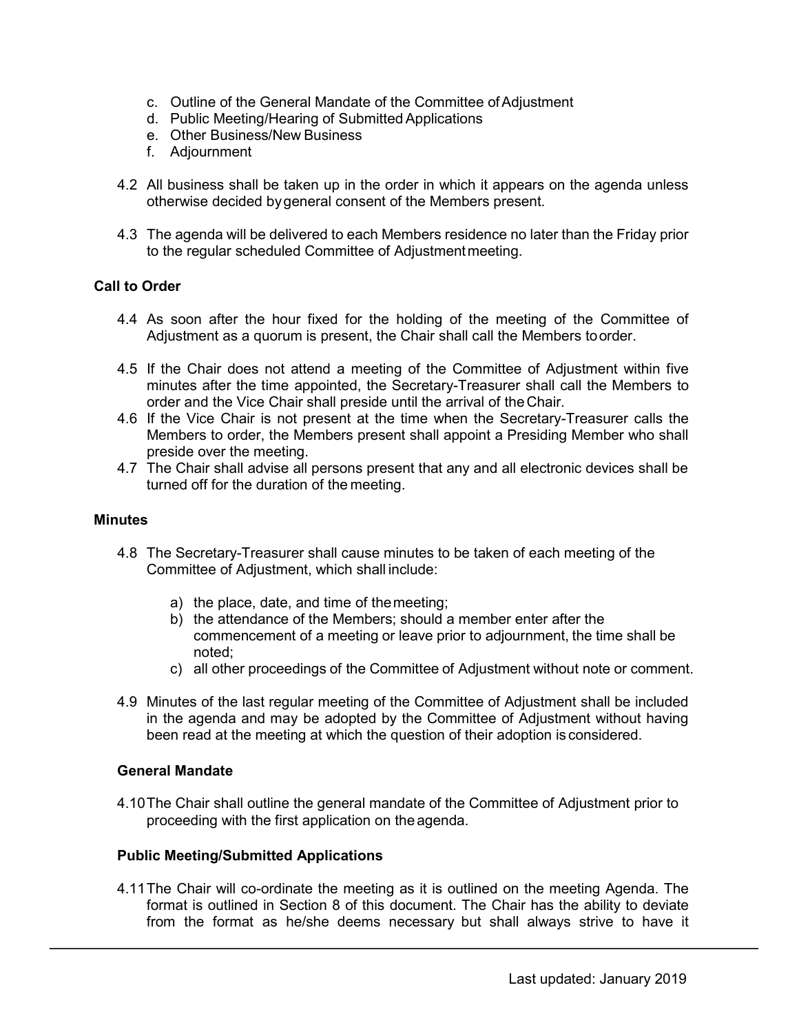c. Outline of the General Mandate of the Committee of Adjustment
d. Public Meeting/Hearing of Submitted Applications
e. Other Business/New Business
f. Adjournment

4.2 All business shall be taken up in the order in which it appears on the agenda unless otherwise decided by general consent of the Members present.

4.3 The agenda will be delivered to each Members residence no later than the Friday prior to the regular scheduled Committee of Adjustment meeting.

**Call to Order**

4.4 As soon after the hour fixed for the holding of the meeting of the Committee of Adjustment as a quorum is present, the Chair shall call the Members to order.

4.5 If the Chair does not attend a meeting of the Committee of Adjustment within five minutes after the time appointed, the Secretary-Treasurer shall call the Members to order and the Vice Chair shall preside until the arrival of the Chair.

4.6 If the Vice Chair is not present at the time when the Secretary-Treasurer calls the Members to order, the Members present shall appoint a Presiding Member who shall preside over the meeting.

4.7 The Chair shall advise all persons present that any and all electronic devices shall be turned off for the duration of the meeting.

**Minutes**

4.8 The Secretary-Treasurer shall cause minutes to be taken of each meeting of the Committee of Adjustment, which shall include:

a) the place, date, and time of the meeting;
b) the attendance of the Members; should a member enter after the commencement of a meeting or leave prior to adjournment, the time shall be noted;
c) all other proceedings of the Committee of Adjustment without note or comment.

4.9 Minutes of the last regular meeting of the Committee of Adjustment shall be included in the agenda and may be adopted by the Committee of Adjustment without having been read at the meeting at which the question of their adoption is considered.

**General Mandate**

4.10 The Chair shall outline the general mandate of the Committee of Adjustment prior to proceeding with the first application on the agenda.

**Public Meeting/Submitted Applications**

4.11 The Chair will co-ordinate the meeting as it is outlined on the meeting Agenda. The format is outlined in Section 8 of this document. The Chair has the ability to deviate from the format as he/she deems necessary but shall always strive to have it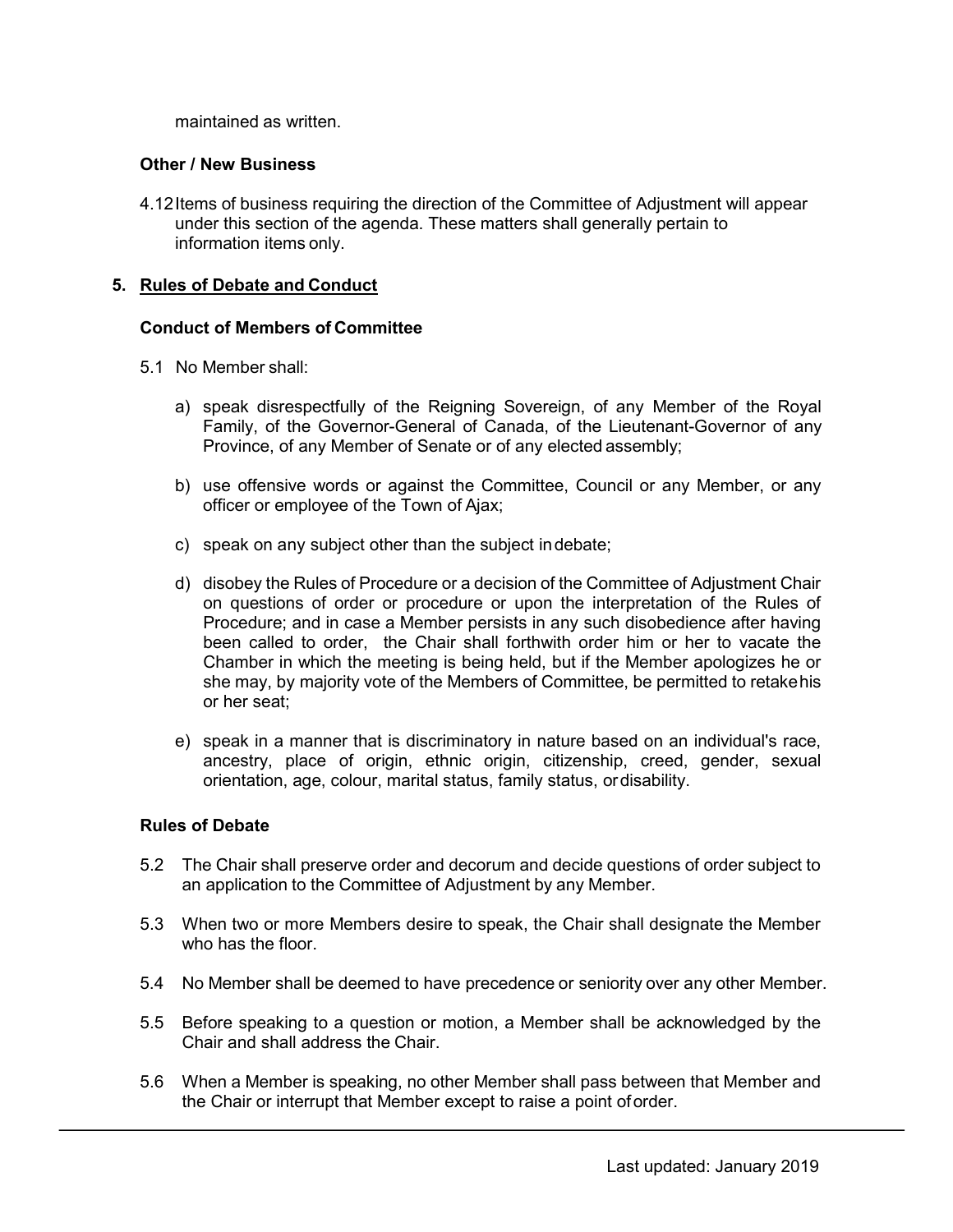maintained as written.

**Other / New Business**

4.12 Items of business requiring the direction of the Committee of Adjustment will appear under this section of the agenda. These matters shall generally pertain to information items only.

## 5. Rules of Debate and Conduct

**Conduct of Members of Committee**

5.1 No Member shall:

a) speak disrespectfully of the Reigning Sovereign, of any Member of the Royal Family, of the Governor-General of Canada, of the Lieutenant-Governor of any Province, of any Member of Senate or of any elected assembly;

b) use offensive words or against the Committee, Council or any Member, or any officer or employee of the Town of Ajax;

c) speak on any subject other than the subject in debate;

d) disobey the Rules of Procedure or a decision of the Committee of Adjustment Chair on questions of order or procedure or upon the interpretation of the Rules of Procedure; and in case a Member persists in any such disobedience after having been called to order, the Chair shall forthwith order him or her to vacate the Chamber in which the meeting is being held, but if the Member apologizes he or she may, by majority vote of the Members of Committee, be permitted to retake his or her seat;

e) speak in a manner that is discriminatory in nature based on an individual's race, ancestry, place of origin, ethnic origin, citizenship, creed, gender, sexual orientation, age, colour, marital status, family status, or disability.

**Rules of Debate**

5.2 The Chair shall preserve order and decorum and decide questions of order subject to an application to the Committee of Adjustment by any Member.

5.3 When two or more Members desire to speak, the Chair shall designate the Member who has the floor.

5.4 No Member shall be deemed to have precedence or seniority over any other Member.

5.5 Before speaking to a question or motion, a Member shall be acknowledged by the Chair and shall address the Chair.

5.6 When a Member is speaking, no other Member shall pass between that Member and the Chair or interrupt that Member except to raise a point of order.

Last updated: January 2019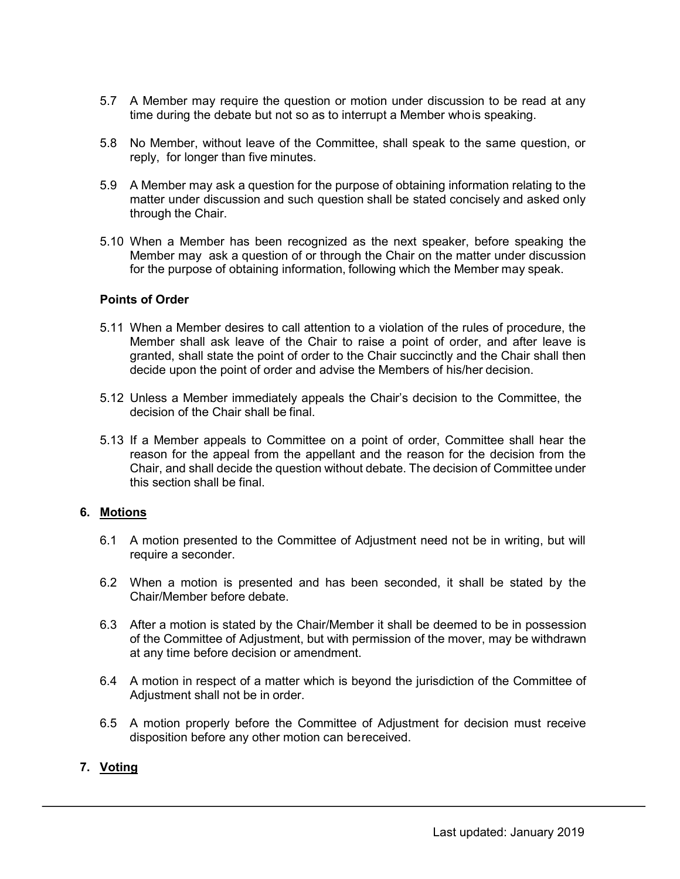5.7 A Member may require the question or motion under discussion to be read at any time during the debate but not so as to interrupt a Member who is speaking.

5.8 No Member, without leave of the Committee, shall speak to the same question, or reply, for longer than five minutes.

5.9 A Member may ask a question for the purpose of obtaining information relating to the matter under discussion and such question shall be stated concisely and asked only through the Chair.

5.10 When a Member has been recognized as the next speaker, before speaking the Member may ask a question of or through the Chair on the matter under discussion for the purpose of obtaining information, following which the Member may speak.

**Points of Order**

5.11 When a Member desires to call attention to a violation of the rules of procedure, the Member shall ask leave of the Chair to raise a point of order, and after leave is granted, shall state the point of order to the Chair succinctly and the Chair shall then decide upon the point of order and advise the Members of his/her decision.

5.12 Unless a Member immediately appeals the Chair's decision to the Committee, the decision of the Chair shall be final.

5.13 If a Member appeals to Committee on a point of order, Committee shall hear the reason for the appeal from the appellant and the reason for the decision from the Chair, and shall decide the question without debate. The decision of Committee under this section shall be final.

## 6. Motions

6.1 A motion presented to the Committee of Adjustment need not be in writing, but will require a seconder.

6.2 When a motion is presented and has been seconded, it shall be stated by the Chair/Member before debate.

6.3 After a motion is stated by the Chair/Member it shall be deemed to be in possession of the Committee of Adjustment, but with permission of the mover, may be withdrawn at any time before decision or amendment.

6.4 A motion in respect of a matter which is beyond the jurisdiction of the Committee of Adjustment shall not be in order.

6.5 A motion properly before the Committee of Adjustment for decision must receive disposition before any other motion can be received.

## 7. Voting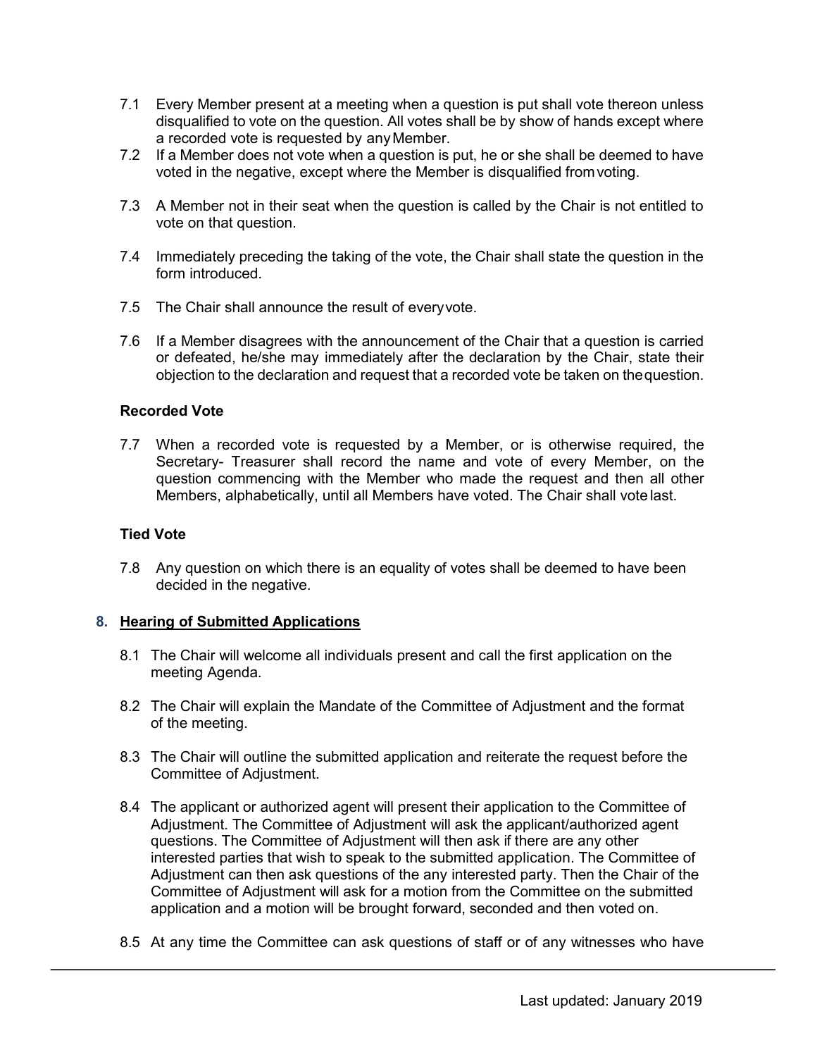7.1 Every Member present at a meeting when a question is put shall vote thereon unless disqualified to vote on the question. All votes shall be by show of hands except where a recorded vote is requested by any Member.

7.2 If a Member does not vote when a question is put, he or she shall be deemed to have voted in the negative, except where the Member is disqualified from voting.

7.3 A Member not in their seat when the question is called by the Chair is not entitled to vote on that question.

7.4 Immediately preceding the taking of the vote, the Chair shall state the question in the form introduced.

7.5 The Chair shall announce the result of every vote.

7.6 If a Member disagrees with the announcement of the Chair that a question is carried or defeated, he/she may immediately after the declaration by the Chair, state their objection to the declaration and request that a recorded vote be taken on the question.

**Recorded Vote**

7.7 When a recorded vote is requested by a Member, or is otherwise required, the Secretary- Treasurer shall record the name and vote of every Member, on the question commencing with the Member who made the request and then all other Members, alphabetically, until all Members have voted. The Chair shall vote last.

**Tied Vote**

7.8 Any question on which there is an equality of votes shall be deemed to have been decided in the negative.

## 8. <u>Hearing of Submitted Applications</u>

8.1 The Chair will welcome all individuals present and call the first application on the meeting Agenda.

8.2 The Chair will explain the Mandate of the Committee of Adjustment and the format of the meeting.

8.3 The Chair will outline the submitted application and reiterate the request before the Committee of Adjustment.

8.4 The applicant or authorized agent will present their application to the Committee of Adjustment. The Committee of Adjustment will ask the applicant/authorized agent questions. The Committee of Adjustment will then ask if there are any other interested parties that wish to speak to the submitted application. The Committee of Adjustment can then ask questions of the any interested party. Then the Chair of the Committee of Adjustment will ask for a motion from the Committee on the submitted application and a motion will be brought forward, seconded and then voted on.

8.5 At any time the Committee can ask questions of staff or of any witnesses who have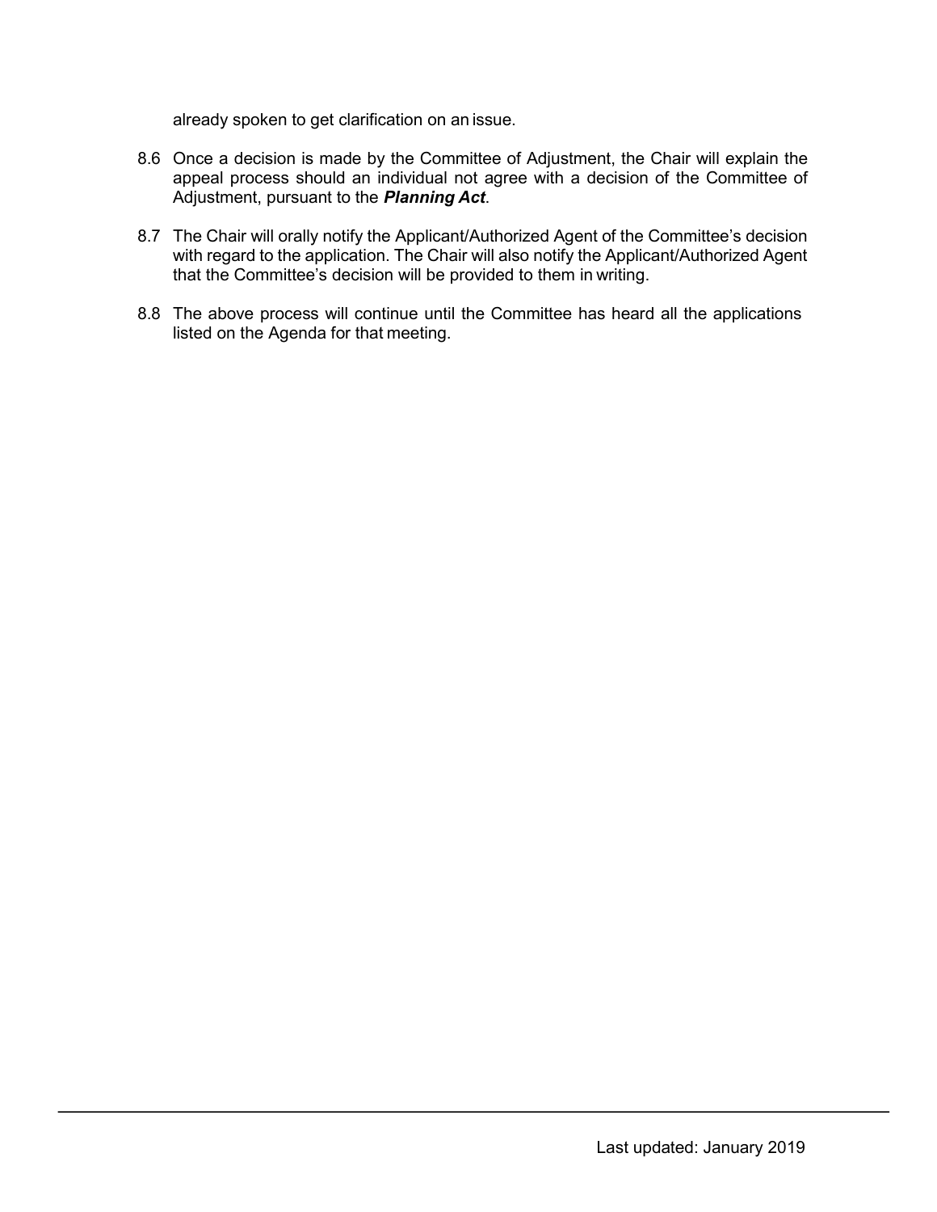already spoken to get clarification on an issue.

8.6 Once a decision is made by the Committee of Adjustment, the Chair will explain the appeal process should an individual not agree with a decision of the Committee of Adjustment, pursuant to the ***Planning Act***.

8.7 The Chair will orally notify the Applicant/Authorized Agent of the Committee's decision with regard to the application. The Chair will also notify the Applicant/Authorized Agent that the Committee's decision will be provided to them in writing.

8.8 The above process will continue until the Committee has heard all the applications listed on the Agenda for that meeting.